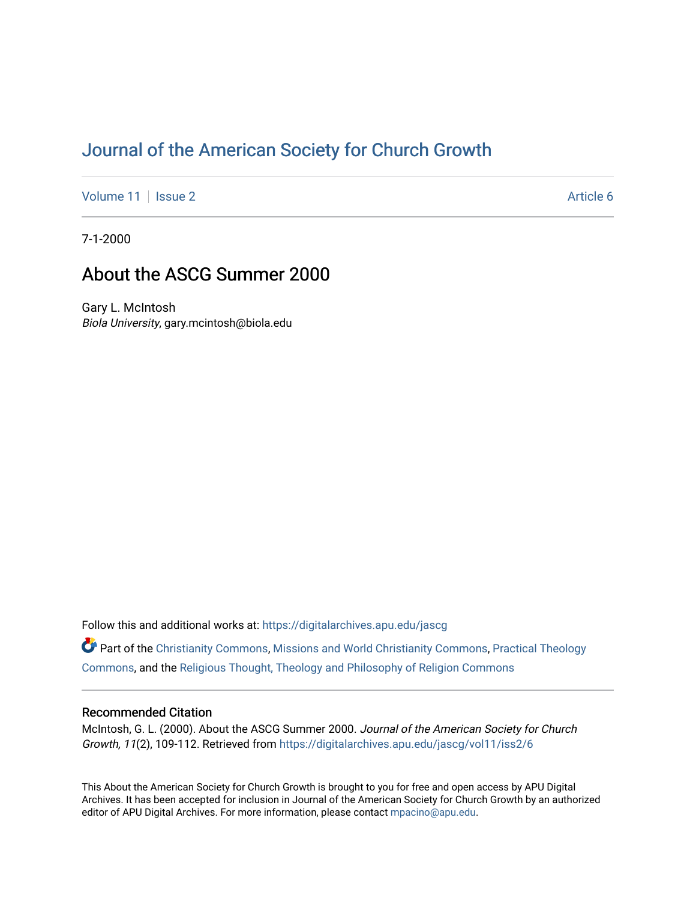# Journal of the American Society for Church Growth

Volume 11 | Issue 2 | Article 6

7-1-2000

## About the ASCG Summer 2000

Gary L. McIntosh
*Biola University*, gary.mcintosh@biola.edu

Follow this and additional works at: https://digitalarchives.apu.edu/jascg

Part of the Christianity Commons, Missions and World Christianity Commons, Practical Theology Commons, and the Religious Thought, Theology and Philosophy of Religion Commons

### Recommended Citation

McIntosh, G. L. (2000). About the ASCG Summer 2000. *Journal of the American Society for Church Growth, 11*(2), 109-112. Retrieved from https://digitalarchives.apu.edu/jascg/vol11/iss2/6

This About the American Society for Church Growth is brought to you for free and open access by APU Digital Archives. It has been accepted for inclusion in Journal of the American Society for Church Growth by an authorized editor of APU Digital Archives. For more information, please contact mpacino@apu.edu.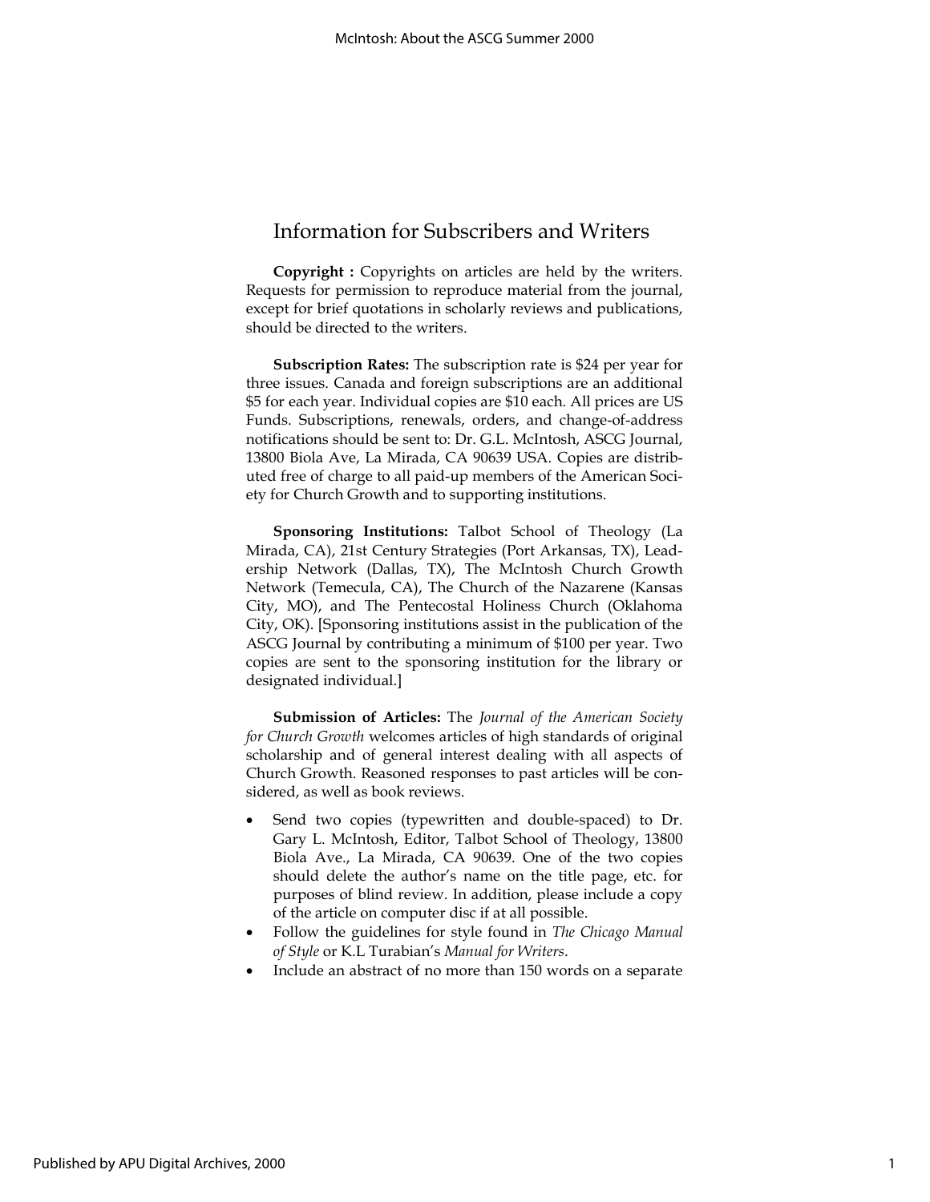## Information for Subscribers and Writers

**Copyright :** Copyrights on articles are held by the writers. Requests for permission to reproduce material from the journal, except for brief quotations in scholarly reviews and publications, should be directed to the writers.

**Subscription Rates:** The subscription rate is $24 per year for three issues. Canada and foreign subscriptions are an additional $5 for each year. Individual copies are $10 each. All prices are US Funds. Subscriptions, renewals, orders, and change-of-address notifications should be sent to: Dr. G.L. McIntosh, ASCG Journal, 13800 Biola Ave, La Mirada, CA 90639 USA. Copies are distributed free of charge to all paid-up members of the American Society for Church Growth and to supporting institutions.

**Sponsoring Institutions:** Talbot School of Theology (La Mirada, CA), 21st Century Strategies (Port Arkansas, TX), Leadership Network (Dallas, TX), The McIntosh Church Growth Network (Temecula, CA), The Church of the Nazarene (Kansas City, MO), and The Pentecostal Holiness Church (Oklahoma City, OK). [Sponsoring institutions assist in the publication of the ASCG Journal by contributing a minimum of $100 per year. Two copies are sent to the sponsoring institution for the library or designated individual.]

**Submission of Articles:** The *Journal of the American Society for Church Growth* welcomes articles of high standards of original scholarship and of general interest dealing with all aspects of Church Growth. Reasoned responses to past articles will be considered, as well as book reviews.

- Send two copies (typewritten and double-spaced) to Dr. Gary L. McIntosh, Editor, Talbot School of Theology, 13800 Biola Ave., La Mirada, CA 90639. One of the two copies should delete the author's name on the title page, etc. for purposes of blind review. In addition, please include a copy of the article on computer disc if at all possible.
- Follow the guidelines for style found in *The Chicago Manual of Style* or K.L Turabian's *Manual for Writers*.
- Include an abstract of no more than 150 words on a separate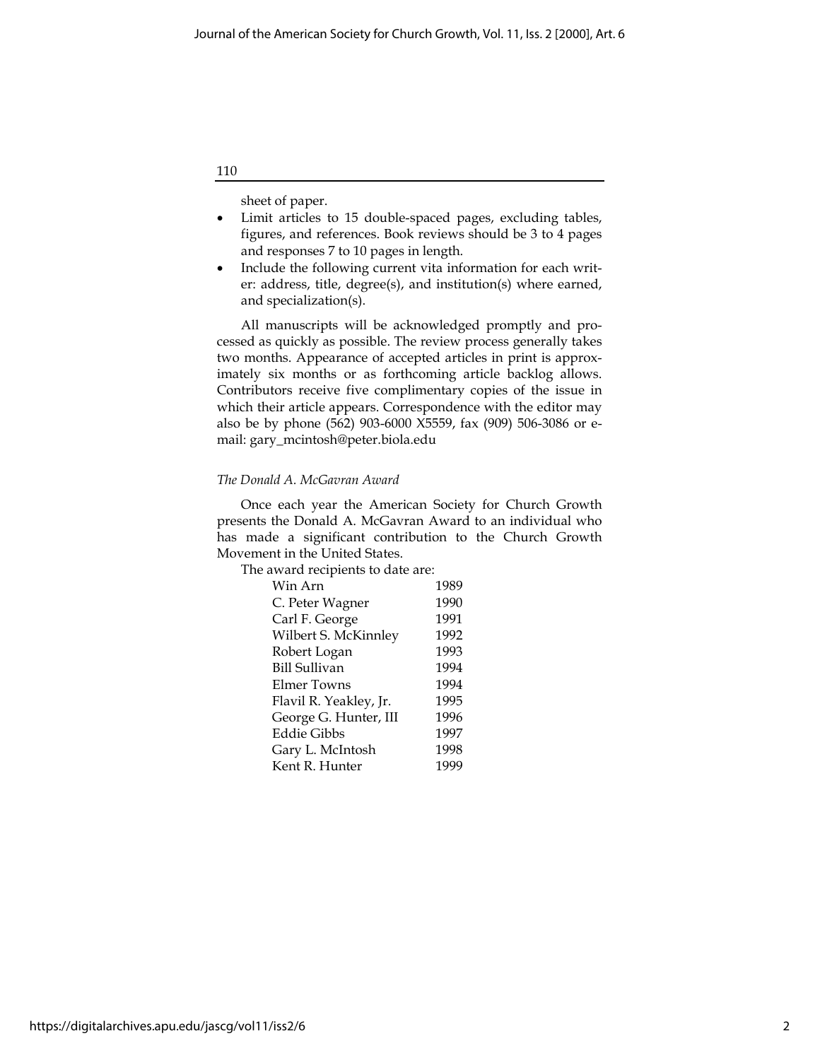sheet of paper.

- Limit articles to 15 double-spaced pages, excluding tables, figures, and references. Book reviews should be 3 to 4 pages and responses 7 to 10 pages in length.
- Include the following current vita information for each writer: address, title, degree(s), and institution(s) where earned, and specialization(s).

All manuscripts will be acknowledged promptly and processed as quickly as possible. The review process generally takes two months. Appearance of accepted articles in print is approximately six months or as forthcoming article backlog allows. Contributors receive five complimentary copies of the issue in which their article appears. Correspondence with the editor may also be by phone (562) 903-6000 X5559, fax (909) 506-3086 or e-mail: gary_mcintosh@peter.biola.edu

*The Donald A. McGavran Award*

Once each year the American Society for Church Growth presents the Donald A. McGavran Award to an individual who has made a significant contribution to the Church Growth Movement in the United States.

The award recipients to date are:

| | |
|---|---|
| Win Arn | 1989 |
| C. Peter Wagner | 1990 |
| Carl F. George | 1991 |
| Wilbert S. McKinnley | 1992 |
| Robert Logan | 1993 |
| Bill Sullivan | 1994 |
| Elmer Towns | 1994 |
| Flavil R. Yeakley, Jr. | 1995 |
| George G. Hunter, III | 1996 |
| Eddie Gibbs | 1997 |
| Gary L. McIntosh | 1998 |
| Kent R. Hunter | 1999 |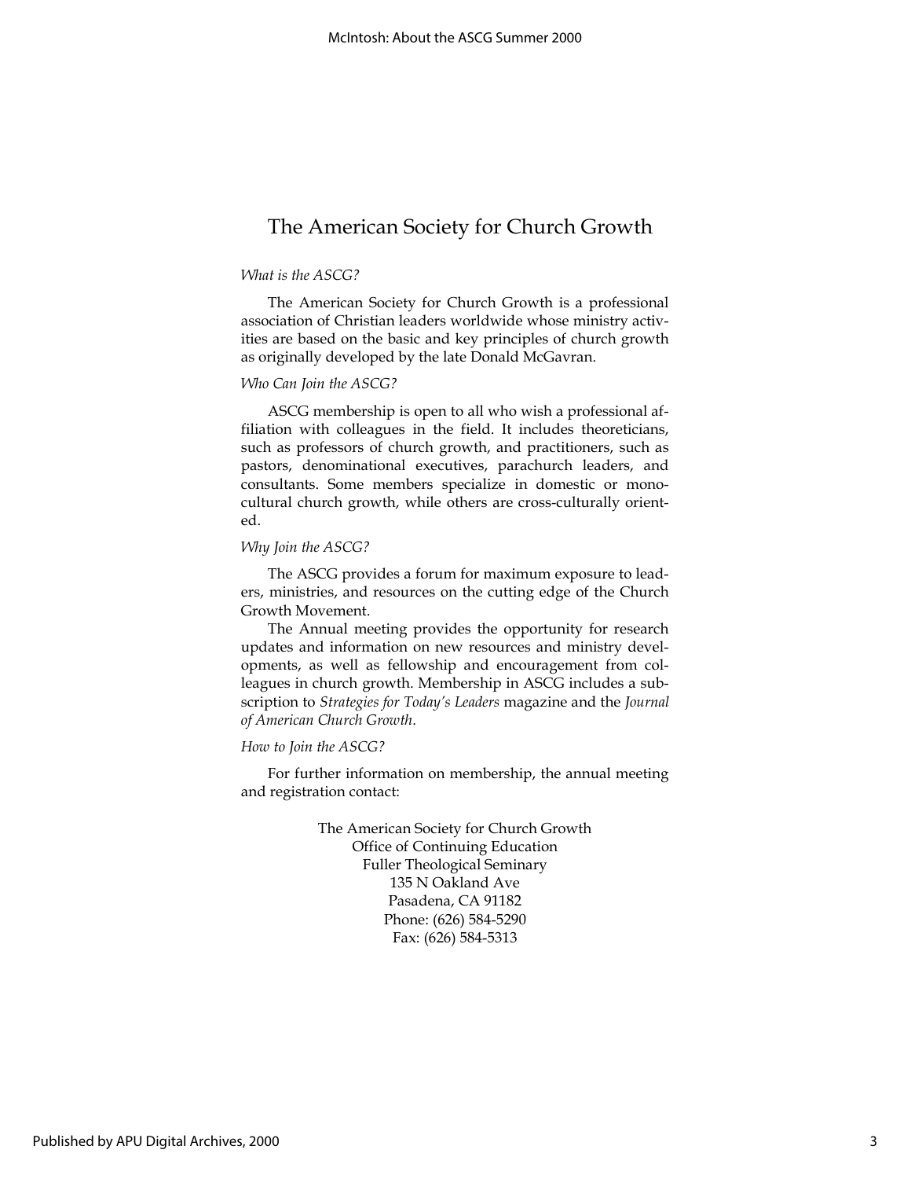# The American Society for Church Growth

*What is the ASCG?*

The American Society for Church Growth is a professional association of Christian leaders worldwide whose ministry activities are based on the basic and key principles of church growth as originally developed by the late Donald McGavran.

*Who Can Join the ASCG?*

ASCG membership is open to all who wish a professional affiliation with colleagues in the field. It includes theoreticians, such as professors of church growth, and practitioners, such as pastors, denominational executives, parachurch leaders, and consultants. Some members specialize in domestic or monocultural church growth, while others are cross-culturally oriented.

*Why Join the ASCG?*

The ASCG provides a forum for maximum exposure to leaders, ministries, and resources on the cutting edge of the Church Growth Movement.

The Annual meeting provides the opportunity for research updates and information on new resources and ministry developments, as well as fellowship and encouragement from colleagues in church growth. Membership in ASCG includes a subscription to *Strategies for Today's Leaders* magazine and the *Journal of American Church Growth*.

*How to Join the ASCG?*

For further information on membership, the annual meeting and registration contact:

The American Society for Church Growth
Office of Continuing Education
Fuller Theological Seminary
135 N Oakland Ave
Pasadena, CA 91182
Phone: (626) 584-5290
Fax: (626) 584-5313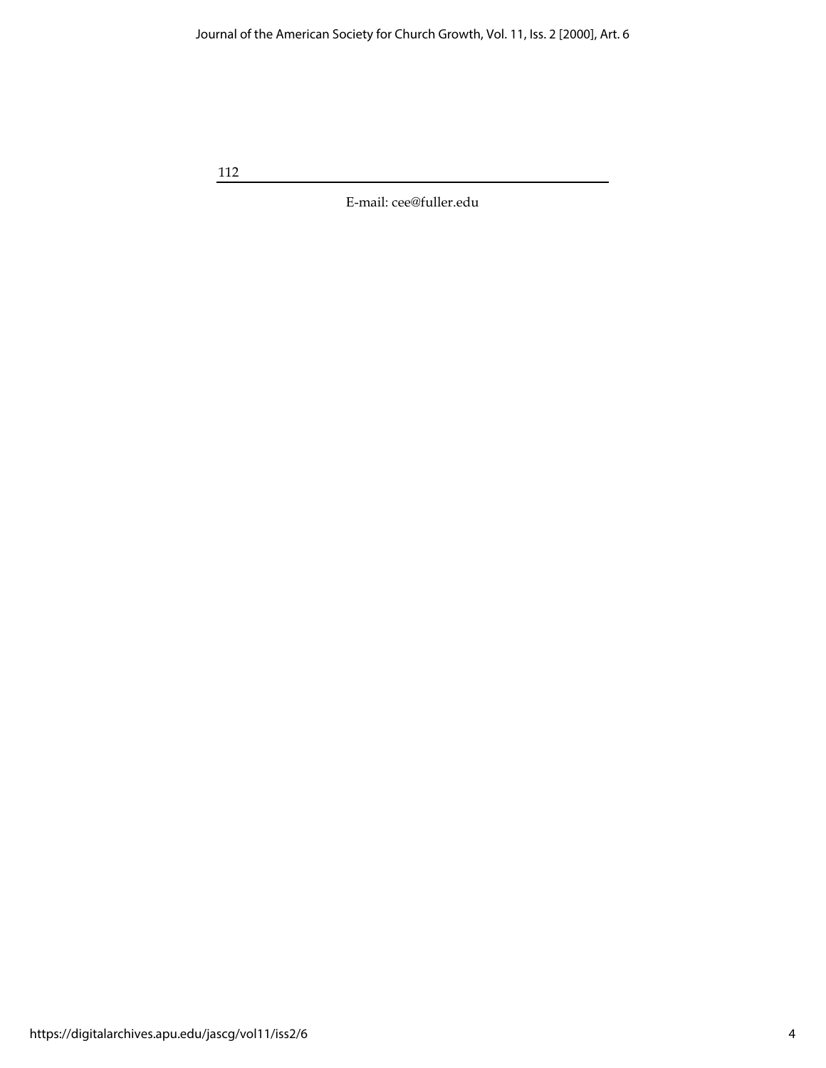E-mail: cee@fuller.edu